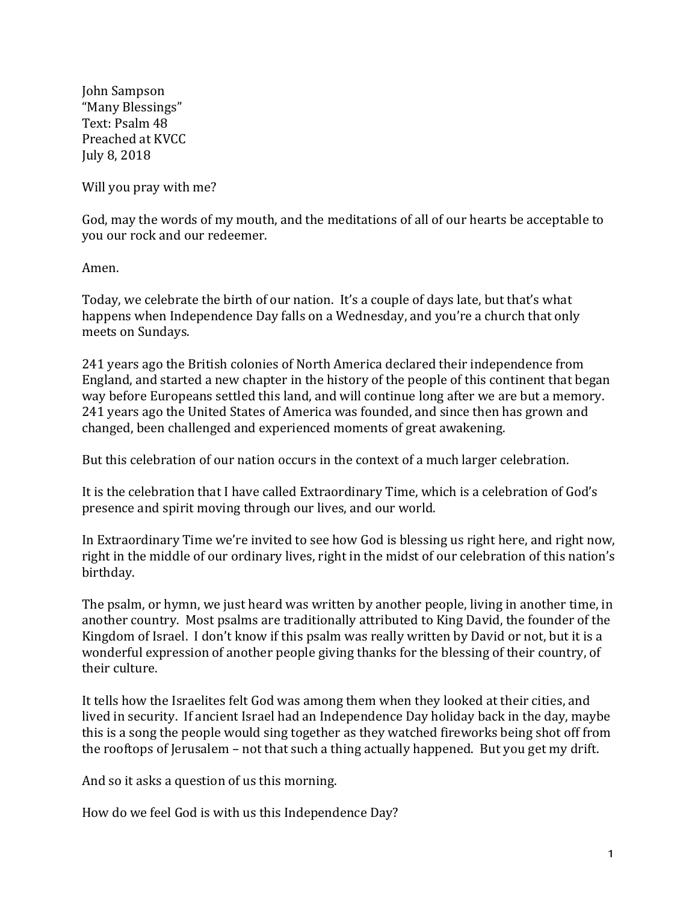John Sampson
"Many Blessings"
Text: Psalm 48
Preached at KVCC
July 8, 2018

Will you pray with me?

God, may the words of my mouth, and the meditations of all of our hearts be acceptable to you our rock and our redeemer.

Amen.

Today, we celebrate the birth of our nation. It's a couple of days late, but that's what happens when Independence Day falls on a Wednesday, and you're a church that only meets on Sundays.

241 years ago the British colonies of North America declared their independence from England, and started a new chapter in the history of the people of this continent that began way before Europeans settled this land, and will continue long after we are but a memory. 241 years ago the United States of America was founded, and since then has grown and changed, been challenged and experienced moments of great awakening.

But this celebration of our nation occurs in the context of a much larger celebration.

It is the celebration that I have called Extraordinary Time, which is a celebration of God's presence and spirit moving through our lives, and our world.

In Extraordinary Time we're invited to see how God is blessing us right here, and right now, right in the middle of our ordinary lives, right in the midst of our celebration of this nation's birthday.

The psalm, or hymn, we just heard was written by another people, living in another time, in another country. Most psalms are traditionally attributed to King David, the founder of the Kingdom of Israel. I don't know if this psalm was really written by David or not, but it is a wonderful expression of another people giving thanks for the blessing of their country, of their culture.

It tells how the Israelites felt God was among them when they looked at their cities, and lived in security. If ancient Israel had an Independence Day holiday back in the day, maybe this is a song the people would sing together as they watched fireworks being shot off from the rooftops of Jerusalem – not that such a thing actually happened. But you get my drift.

And so it asks a question of us this morning.

How do we feel God is with us this Independence Day?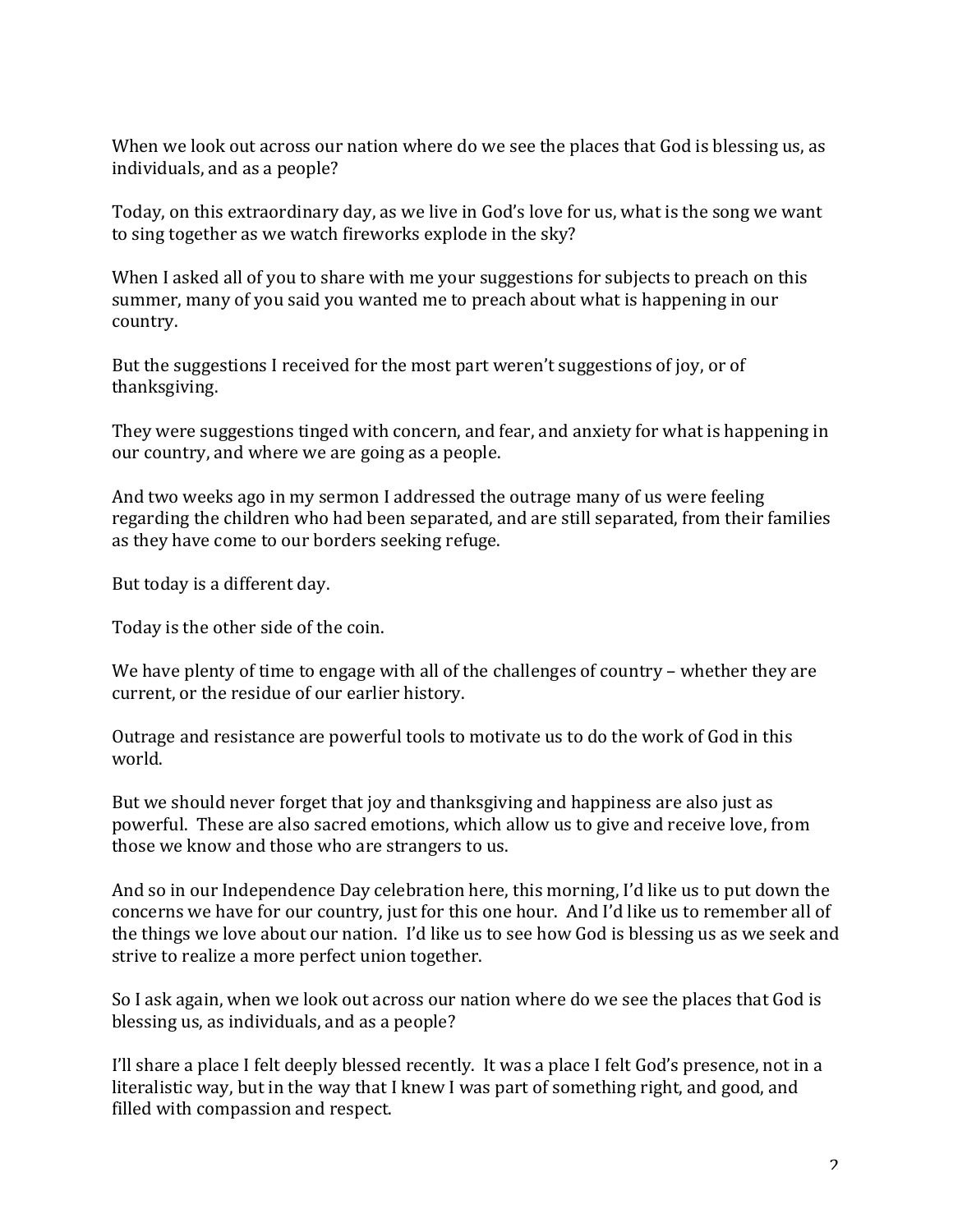When we look out across our nation where do we see the places that God is blessing us, as individuals, and as a people?

Today, on this extraordinary day, as we live in God's love for us, what is the song we want to sing together as we watch fireworks explode in the sky?

When I asked all of you to share with me your suggestions for subjects to preach on this summer, many of you said you wanted me to preach about what is happening in our country.

But the suggestions I received for the most part weren't suggestions of joy, or of thanksgiving.

They were suggestions tinged with concern, and fear, and anxiety for what is happening in our country, and where we are going as a people.

And two weeks ago in my sermon I addressed the outrage many of us were feeling regarding the children who had been separated, and are still separated, from their families as they have come to our borders seeking refuge.

But today is a different day.

Today is the other side of the coin.

We have plenty of time to engage with all of the challenges of country – whether they are current, or the residue of our earlier history.

Outrage and resistance are powerful tools to motivate us to do the work of God in this world.

But we should never forget that joy and thanksgiving and happiness are also just as powerful. These are also sacred emotions, which allow us to give and receive love, from those we know and those who are strangers to us.

And so in our Independence Day celebration here, this morning, I'd like us to put down the concerns we have for our country, just for this one hour. And I'd like us to remember all of the things we love about our nation. I'd like us to see how God is blessing us as we seek and strive to realize a more perfect union together.

So I ask again, when we look out across our nation where do we see the places that God is blessing us, as individuals, and as a people?

I'll share a place I felt deeply blessed recently. It was a place I felt God's presence, not in a literalistic way, but in the way that I knew I was part of something right, and good, and filled with compassion and respect.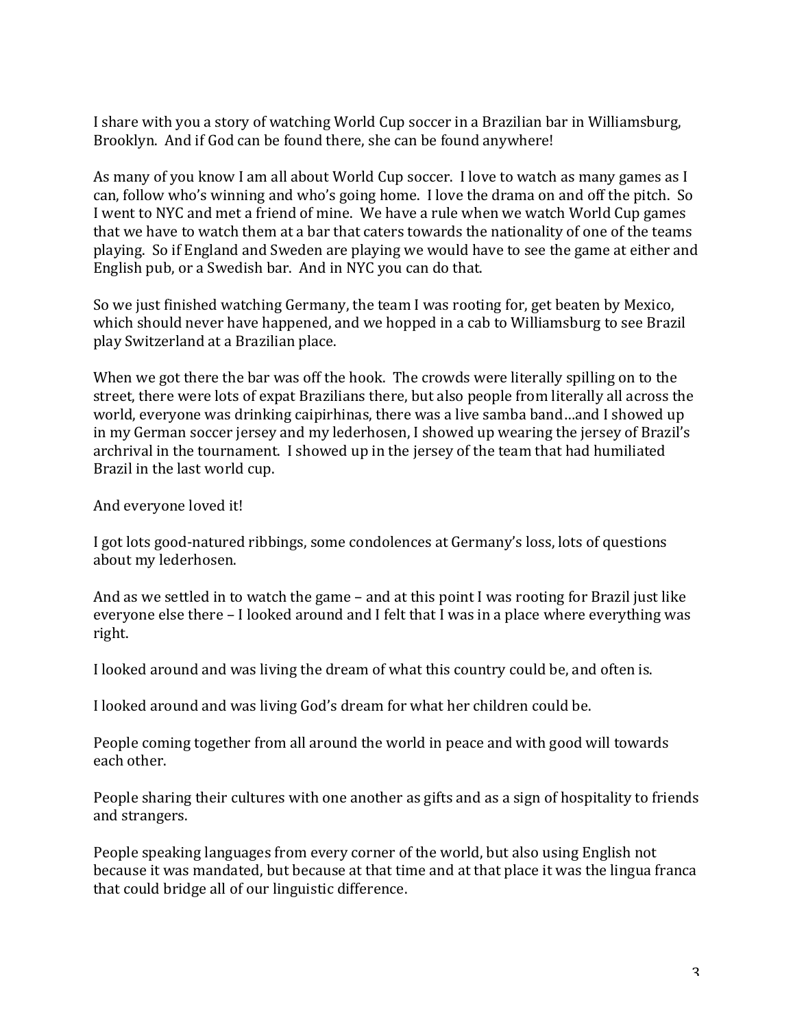I share with you a story of watching World Cup soccer in a Brazilian bar in Williamsburg, Brooklyn. And if God can be found there, she can be found anywhere!

As many of you know I am all about World Cup soccer. I love to watch as many games as I can, follow who's winning and who's going home. I love the drama on and off the pitch. So I went to NYC and met a friend of mine. We have a rule when we watch World Cup games that we have to watch them at a bar that caters towards the nationality of one of the teams playing. So if England and Sweden are playing we would have to see the game at either and English pub, or a Swedish bar. And in NYC you can do that.

So we just finished watching Germany, the team I was rooting for, get beaten by Mexico, which should never have happened, and we hopped in a cab to Williamsburg to see Brazil play Switzerland at a Brazilian place.

When we got there the bar was off the hook. The crowds were literally spilling on to the street, there were lots of expat Brazilians there, but also people from literally all across the world, everyone was drinking caipirhinas, there was a live samba band…and I showed up in my German soccer jersey and my lederhosen, I showed up wearing the jersey of Brazil's archrival in the tournament. I showed up in the jersey of the team that had humiliated Brazil in the last world cup.

And everyone loved it!

I got lots good-natured ribbings, some condolences at Germany's loss, lots of questions about my lederhosen.

And as we settled in to watch the game – and at this point I was rooting for Brazil just like everyone else there – I looked around and I felt that I was in a place where everything was right.

I looked around and was living the dream of what this country could be, and often is.

I looked around and was living God's dream for what her children could be.

People coming together from all around the world in peace and with good will towards each other.

People sharing their cultures with one another as gifts and as a sign of hospitality to friends and strangers.

People speaking languages from every corner of the world, but also using English not because it was mandated, but because at that time and at that place it was the lingua franca that could bridge all of our linguistic difference.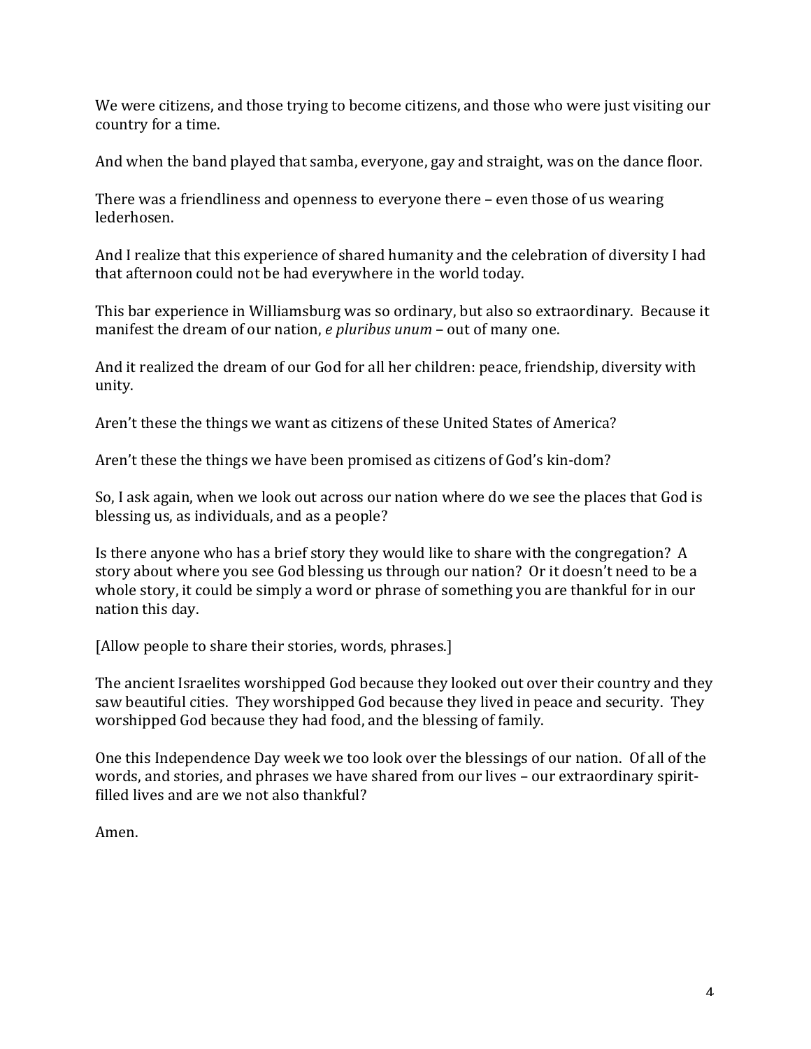We were citizens, and those trying to become citizens, and those who were just visiting our country for a time.

And when the band played that samba, everyone, gay and straight, was on the dance floor.

There was a friendliness and openness to everyone there – even those of us wearing lederhosen.

And I realize that this experience of shared humanity and the celebration of diversity I had that afternoon could not be had everywhere in the world today.

This bar experience in Williamsburg was so ordinary, but also so extraordinary. Because it manifest the dream of our nation, *e pluribus unum* – out of many one.

And it realized the dream of our God for all her children: peace, friendship, diversity with unity.

Aren't these the things we want as citizens of these United States of America?

Aren't these the things we have been promised as citizens of God's kin-dom?

So, I ask again, when we look out across our nation where do we see the places that God is blessing us, as individuals, and as a people?

Is there anyone who has a brief story they would like to share with the congregation? A story about where you see God blessing us through our nation? Or it doesn't need to be a whole story, it could be simply a word or phrase of something you are thankful for in our nation this day.

[Allow people to share their stories, words, phrases.]

The ancient Israelites worshipped God because they looked out over their country and they saw beautiful cities. They worshipped God because they lived in peace and security. They worshipped God because they had food, and the blessing of family.

One this Independence Day week we too look over the blessings of our nation. Of all of the words, and stories, and phrases we have shared from our lives – our extraordinary spirit-filled lives and are we not also thankful?

Amen.